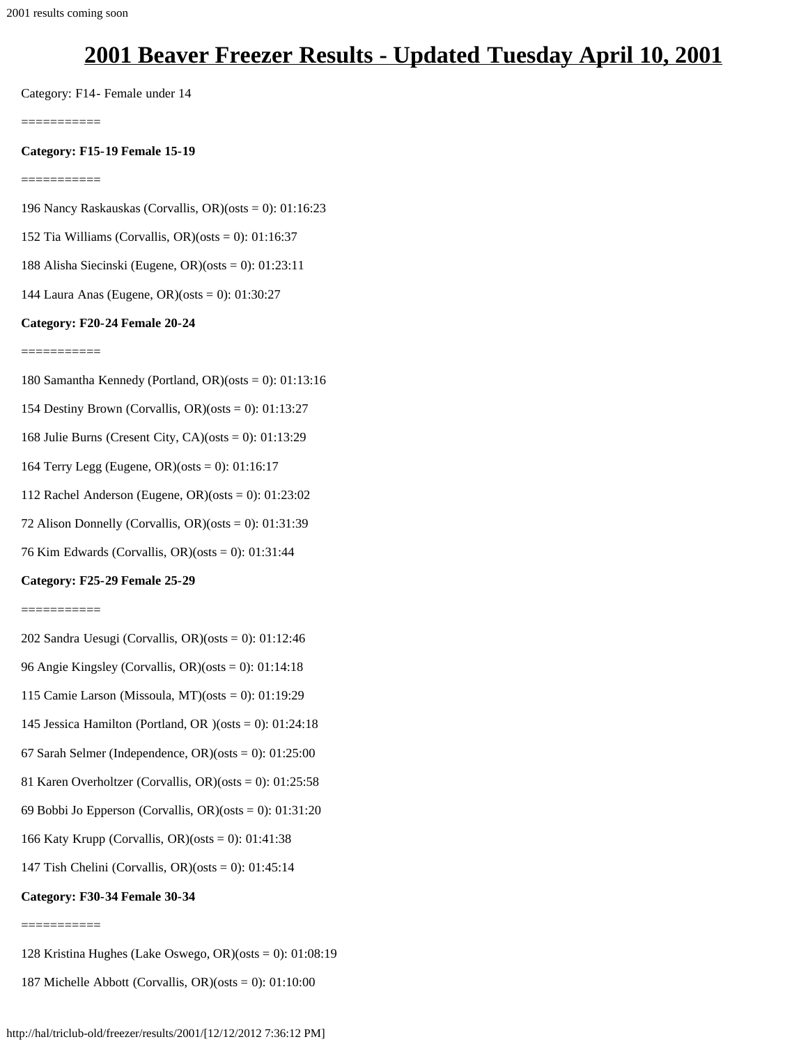2001 results coming soon

# 2001 Beaver Freezer Results - Updated Tuesday April 10, 2001

Category: F14- Female under 14

===========

**Category: F15-19 Female 15-19**

===========

196 Nancy Raskauskas (Corvallis, OR)(osts = 0): 01:16:23

152 Tia Williams (Corvallis, OR)(osts = 0): 01:16:37

188 Alisha Siecinski (Eugene, OR)(osts = 0): 01:23:11

144 Laura Anas (Eugene, OR)(osts = 0): 01:30:27

**Category: F20-24 Female 20-24**

===========

180 Samantha Kennedy (Portland, OR)(osts = 0): 01:13:16

154 Destiny Brown (Corvallis, OR)(osts = 0): 01:13:27

168 Julie Burns (Cresent City, CA)(osts = 0): 01:13:29

164 Terry Legg (Eugene, OR)(osts = 0): 01:16:17

112 Rachel Anderson (Eugene, OR)(osts = 0): 01:23:02

72 Alison Donnelly (Corvallis, OR)(osts = 0): 01:31:39

76 Kim Edwards (Corvallis, OR)(osts = 0): 01:31:44

**Category: F25-29 Female 25-29**

===========

202 Sandra Uesugi (Corvallis, OR)(osts = 0): 01:12:46

96 Angie Kingsley (Corvallis, OR)(osts = 0): 01:14:18

115 Camie Larson (Missoula, MT)(osts = 0): 01:19:29

145 Jessica Hamilton (Portland, OR )(osts = 0): 01:24:18

67 Sarah Selmer (Independence, OR)(osts = 0): 01:25:00

81 Karen Overholtzer (Corvallis, OR)(osts = 0): 01:25:58

69 Bobbi Jo Epperson (Corvallis, OR)(osts = 0): 01:31:20

166 Katy Krupp (Corvallis, OR)(osts = 0): 01:41:38

147 Tish Chelini (Corvallis, OR)(osts = 0): 01:45:14

**Category: F30-34 Female 30-34**

===========

128 Kristina Hughes (Lake Oswego, OR)(osts = 0): 01:08:19

187 Michelle Abbott (Corvallis, OR)(osts = 0): 01:10:00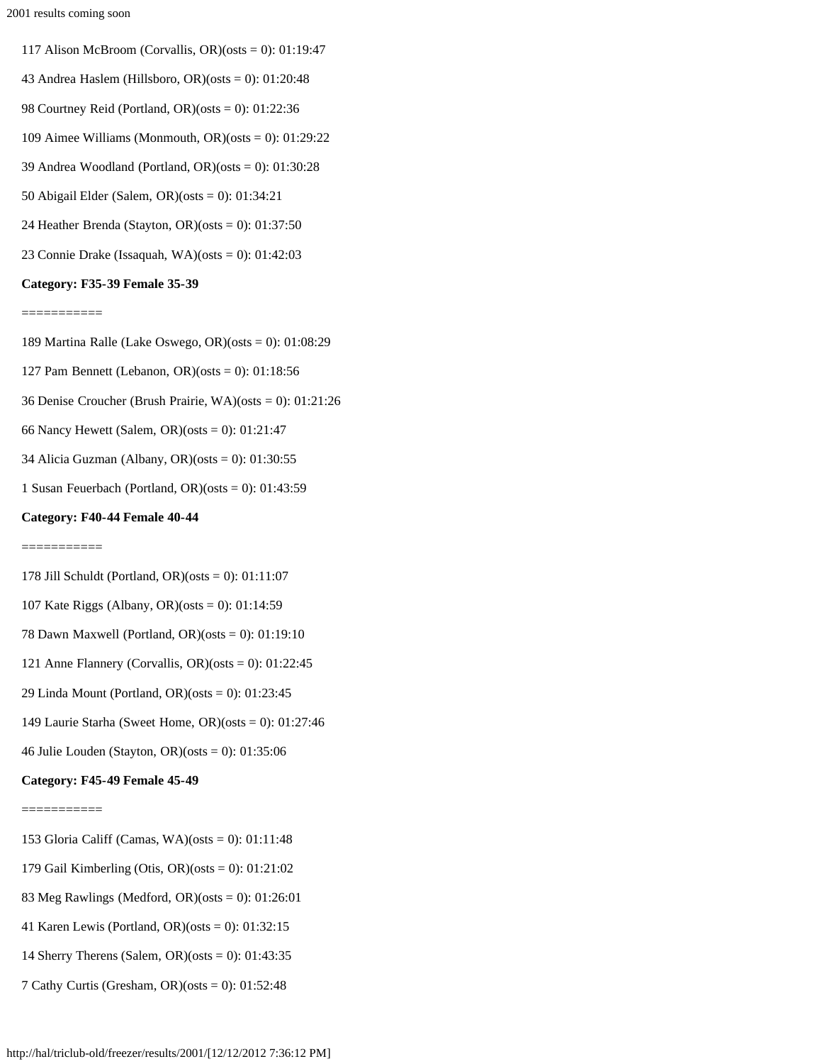117 Alison McBroom (Corvallis, OR)(osts = 0): 01:19:47

43 Andrea Haslem (Hillsboro, OR)(osts = 0): 01:20:48

98 Courtney Reid (Portland, OR)(osts = 0): 01:22:36

109 Aimee Williams (Monmouth, OR)(osts = 0): 01:29:22

39 Andrea Woodland (Portland, OR)(osts = 0): 01:30:28

50 Abigail Elder (Salem, OR)(osts = 0): 01:34:21

24 Heather Brenda (Stayton, OR)(osts = 0): 01:37:50

23 Connie Drake (Issaquah, WA)(osts = 0): 01:42:03

**Category: F35-39 Female 35-39**

===========

189 Martina Ralle (Lake Oswego, OR)(osts = 0): 01:08:29

127 Pam Bennett (Lebanon, OR)(osts = 0): 01:18:56

36 Denise Croucher (Brush Prairie, WA)(osts = 0): 01:21:26

66 Nancy Hewett (Salem, OR)(osts = 0): 01:21:47

34 Alicia Guzman (Albany, OR)(osts = 0): 01:30:55

1 Susan Feuerbach (Portland, OR)(osts = 0): 01:43:59

**Category: F40-44 Female 40-44**

===========

178 Jill Schuldt (Portland, OR)(osts = 0): 01:11:07

107 Kate Riggs (Albany, OR)(osts = 0): 01:14:59

78 Dawn Maxwell (Portland, OR)(osts = 0): 01:19:10

121 Anne Flannery (Corvallis, OR)(osts = 0): 01:22:45

29 Linda Mount (Portland, OR)(osts = 0): 01:23:45

149 Laurie Starha (Sweet Home, OR)(osts = 0): 01:27:46

46 Julie Louden (Stayton, OR)(osts = 0): 01:35:06

**Category: F45-49 Female 45-49**

===========

153 Gloria Califf (Camas, WA)(osts = 0): 01:11:48

179 Gail Kimberling (Otis, OR)(osts = 0): 01:21:02

83 Meg Rawlings (Medford, OR)(osts = 0): 01:26:01

41 Karen Lewis (Portland, OR)(osts = 0): 01:32:15

14 Sherry Therens (Salem, OR)(osts = 0): 01:43:35

7 Cathy Curtis (Gresham, OR)(osts = 0): 01:52:48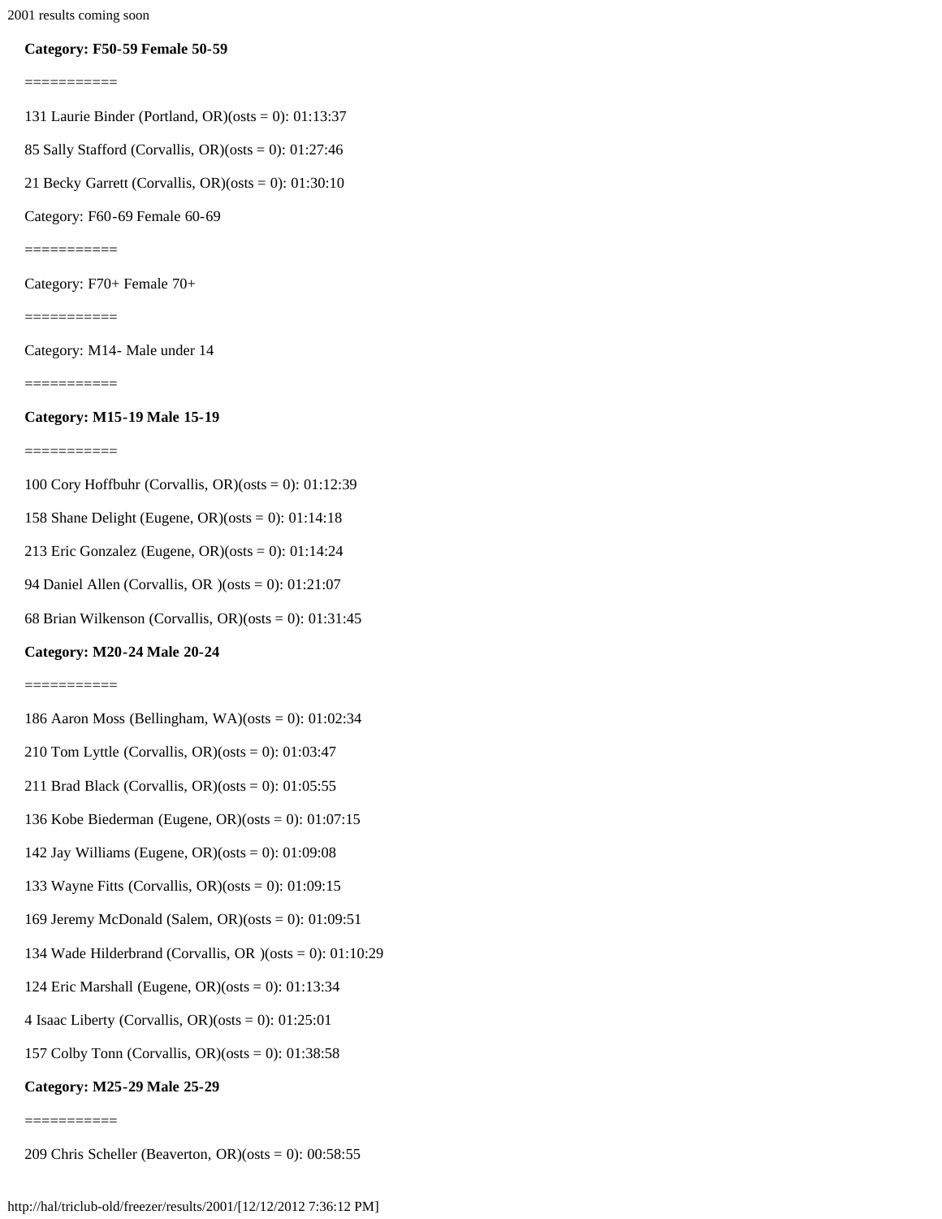2001 results coming soon

**Category: F50-59 Female 50-59**

===========

131 Laurie Binder (Portland, OR)(osts = 0): 01:13:37

85 Sally Stafford (Corvallis, OR)(osts = 0): 01:27:46

21 Becky Garrett (Corvallis, OR)(osts = 0): 01:30:10

Category: F60-69 Female 60-69

===========

Category: F70+ Female 70+

===========

Category: M14- Male under 14

===========

**Category: M15-19 Male 15-19**

===========

100 Cory Hoffbuhr (Corvallis, OR)(osts = 0): 01:12:39

158 Shane Delight (Eugene, OR)(osts = 0): 01:14:18

213 Eric Gonzalez (Eugene, OR)(osts = 0): 01:14:24

94 Daniel Allen (Corvallis, OR )(osts = 0): 01:21:07

68 Brian Wilkenson (Corvallis, OR)(osts = 0): 01:31:45

**Category: M20-24 Male 20-24**

===========

186 Aaron Moss (Bellingham, WA)(osts = 0): 01:02:34

210 Tom Lyttle (Corvallis, OR)(osts = 0): 01:03:47

211 Brad Black (Corvallis, OR)(osts = 0): 01:05:55

136 Kobe Biederman (Eugene, OR)(osts = 0): 01:07:15

142 Jay Williams (Eugene, OR)(osts = 0): 01:09:08

133 Wayne Fitts (Corvallis, OR)(osts = 0): 01:09:15

169 Jeremy McDonald (Salem, OR)(osts = 0): 01:09:51

134 Wade Hilderbrand (Corvallis, OR )(osts = 0): 01:10:29

124 Eric Marshall (Eugene, OR)(osts = 0): 01:13:34

4 Isaac Liberty (Corvallis, OR)(osts = 0): 01:25:01

157 Colby Tonn (Corvallis, OR)(osts = 0): 01:38:58

**Category: M25-29 Male 25-29**

===========

209 Chris Scheller (Beaverton, OR)(osts = 0): 00:58:55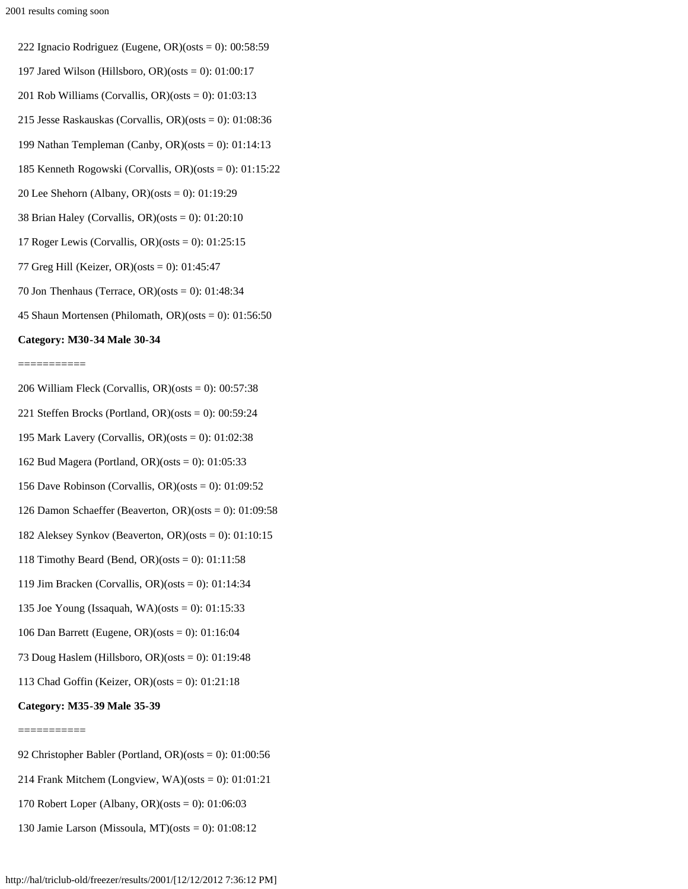222 Ignacio Rodriguez (Eugene, OR)(osts = 0): 00:58:59

197 Jared Wilson (Hillsboro, OR)(osts = 0): 01:00:17

201 Rob Williams (Corvallis, OR)(osts = 0): 01:03:13

215 Jesse Raskauskas (Corvallis, OR)(osts = 0): 01:08:36

199 Nathan Templeman (Canby, OR)(osts = 0): 01:14:13

185 Kenneth Rogowski (Corvallis, OR)(osts = 0): 01:15:22

20 Lee Shehorn (Albany, OR)(osts = 0): 01:19:29

38 Brian Haley (Corvallis, OR)(osts = 0): 01:20:10

17 Roger Lewis (Corvallis, OR)(osts = 0): 01:25:15

77 Greg Hill (Keizer, OR)(osts = 0): 01:45:47

70 Jon Thenhaus (Terrace, OR)(osts = 0): 01:48:34

45 Shaun Mortensen (Philomath, OR)(osts = 0): 01:56:50

**Category: M30-34 Male 30-34**

===========

206 William Fleck (Corvallis, OR)(osts = 0): 00:57:38

221 Steffen Brocks (Portland, OR)(osts = 0): 00:59:24

195 Mark Lavery (Corvallis, OR)(osts = 0): 01:02:38

162 Bud Magera (Portland, OR)(osts = 0): 01:05:33

156 Dave Robinson (Corvallis, OR)(osts = 0): 01:09:52

126 Damon Schaeffer (Beaverton, OR)(osts = 0): 01:09:58

182 Aleksey Synkov (Beaverton, OR)(osts = 0): 01:10:15

118 Timothy Beard (Bend, OR)(osts = 0): 01:11:58

119 Jim Bracken (Corvallis, OR)(osts = 0): 01:14:34

135 Joe Young (Issaquah, WA)(osts = 0): 01:15:33

106 Dan Barrett (Eugene, OR)(osts = 0): 01:16:04

73 Doug Haslem (Hillsboro, OR)(osts = 0): 01:19:48

113 Chad Goffin (Keizer, OR)(osts = 0): 01:21:18

**Category: M35-39 Male 35-39**

===========

92 Christopher Babler (Portland, OR)(osts = 0): 01:00:56

214 Frank Mitchem (Longview, WA)(osts = 0): 01:01:21

170 Robert Loper (Albany, OR)(osts = 0): 01:06:03

130 Jamie Larson (Missoula, MT)(osts = 0): 01:08:12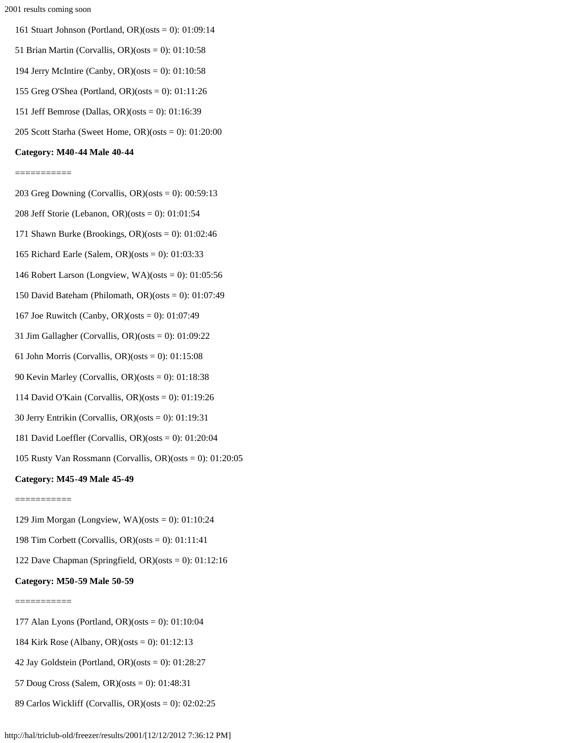2001 results coming soon

161 Stuart Johnson (Portland, OR)(osts = 0): 01:09:14

51 Brian Martin (Corvallis, OR)(osts = 0): 01:10:58

194 Jerry McIntire (Canby, OR)(osts = 0): 01:10:58

155 Greg O'Shea (Portland, OR)(osts = 0): 01:11:26

151 Jeff Bemrose (Dallas, OR)(osts = 0): 01:16:39

205 Scott Starha (Sweet Home, OR)(osts = 0): 01:20:00

**Category: M40-44 Male 40-44**

===========

203 Greg Downing (Corvallis, OR)(osts = 0): 00:59:13

208 Jeff Storie (Lebanon, OR)(osts = 0): 01:01:54

171 Shawn Burke (Brookings, OR)(osts = 0): 01:02:46

165 Richard Earle (Salem, OR)(osts = 0): 01:03:33

146 Robert Larson (Longview, WA)(osts = 0): 01:05:56

150 David Bateham (Philomath, OR)(osts = 0): 01:07:49

167 Joe Ruwitch (Canby, OR)(osts = 0): 01:07:49

31 Jim Gallagher (Corvallis, OR)(osts = 0): 01:09:22

61 John Morris (Corvallis, OR)(osts = 0): 01:15:08

90 Kevin Marley (Corvallis, OR)(osts = 0): 01:18:38

114 David O'Kain (Corvallis, OR)(osts = 0): 01:19:26

30 Jerry Entrikin (Corvallis, OR)(osts = 0): 01:19:31

181 David Loeffler (Corvallis, OR)(osts = 0): 01:20:04

105 Rusty Van Rossmann (Corvallis, OR)(osts = 0): 01:20:05

**Category: M45-49 Male 45-49**

===========

129 Jim Morgan (Longview, WA)(osts = 0): 01:10:24

198 Tim Corbett (Corvallis, OR)(osts = 0): 01:11:41

122 Dave Chapman (Springfield, OR)(osts = 0): 01:12:16

**Category: M50-59 Male 50-59**

===========

177 Alan Lyons (Portland, OR)(osts = 0): 01:10:04

184 Kirk Rose (Albany, OR)(osts = 0): 01:12:13

42 Jay Goldstein (Portland, OR)(osts = 0): 01:28:27

57 Doug Cross (Salem, OR)(osts = 0): 01:48:31

89 Carlos Wickliff (Corvallis, OR)(osts = 0): 02:02:25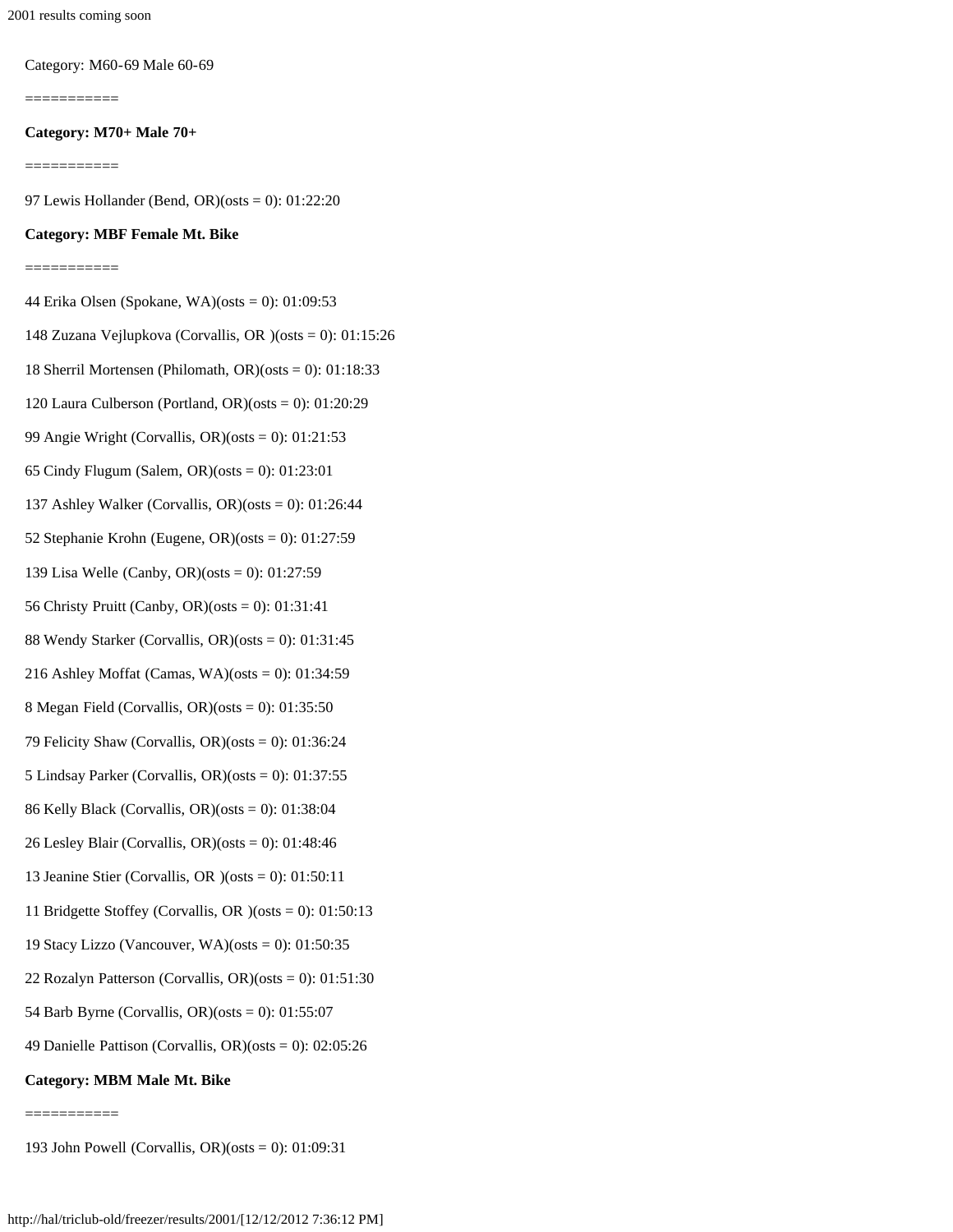Category: M60-69 Male 60-69

===========

**Category: M70+ Male 70+**

===========

97 Lewis Hollander (Bend, OR)(osts = 0): 01:22:20

**Category: MBF Female Mt. Bike**

===========

44 Erika Olsen (Spokane, WA)(osts = 0): 01:09:53

148 Zuzana Vejlupkova (Corvallis, OR )(osts = 0): 01:15:26

18 Sherril Mortensen (Philomath, OR)(osts = 0): 01:18:33

120 Laura Culberson (Portland, OR)(osts = 0): 01:20:29

99 Angie Wright (Corvallis, OR)(osts = 0): 01:21:53

65 Cindy Flugum (Salem, OR)(osts = 0): 01:23:01

137 Ashley Walker (Corvallis, OR)(osts = 0): 01:26:44

52 Stephanie Krohn (Eugene, OR)(osts = 0): 01:27:59

139 Lisa Welle (Canby, OR)(osts = 0): 01:27:59

56 Christy Pruitt (Canby, OR)(osts = 0): 01:31:41

88 Wendy Starker (Corvallis, OR)(osts = 0): 01:31:45

216 Ashley Moffat (Camas, WA)(osts = 0): 01:34:59

8 Megan Field (Corvallis, OR)(osts = 0): 01:35:50

79 Felicity Shaw (Corvallis, OR)(osts = 0): 01:36:24

5 Lindsay Parker (Corvallis, OR)(osts = 0): 01:37:55

86 Kelly Black (Corvallis, OR)(osts = 0): 01:38:04

26 Lesley Blair (Corvallis, OR)(osts = 0): 01:48:46

13 Jeanine Stier (Corvallis, OR )(osts = 0): 01:50:11

11 Bridgette Stoffey (Corvallis, OR )(osts = 0): 01:50:13

19 Stacy Lizzo (Vancouver, WA)(osts = 0): 01:50:35

22 Rozalyn Patterson (Corvallis, OR)(osts = 0): 01:51:30

54 Barb Byrne (Corvallis, OR)(osts = 0): 01:55:07

49 Danielle Pattison (Corvallis, OR)(osts = 0): 02:05:26

**Category: MBM Male Mt. Bike**

===========

193 John Powell (Corvallis, OR)(osts = 0): 01:09:31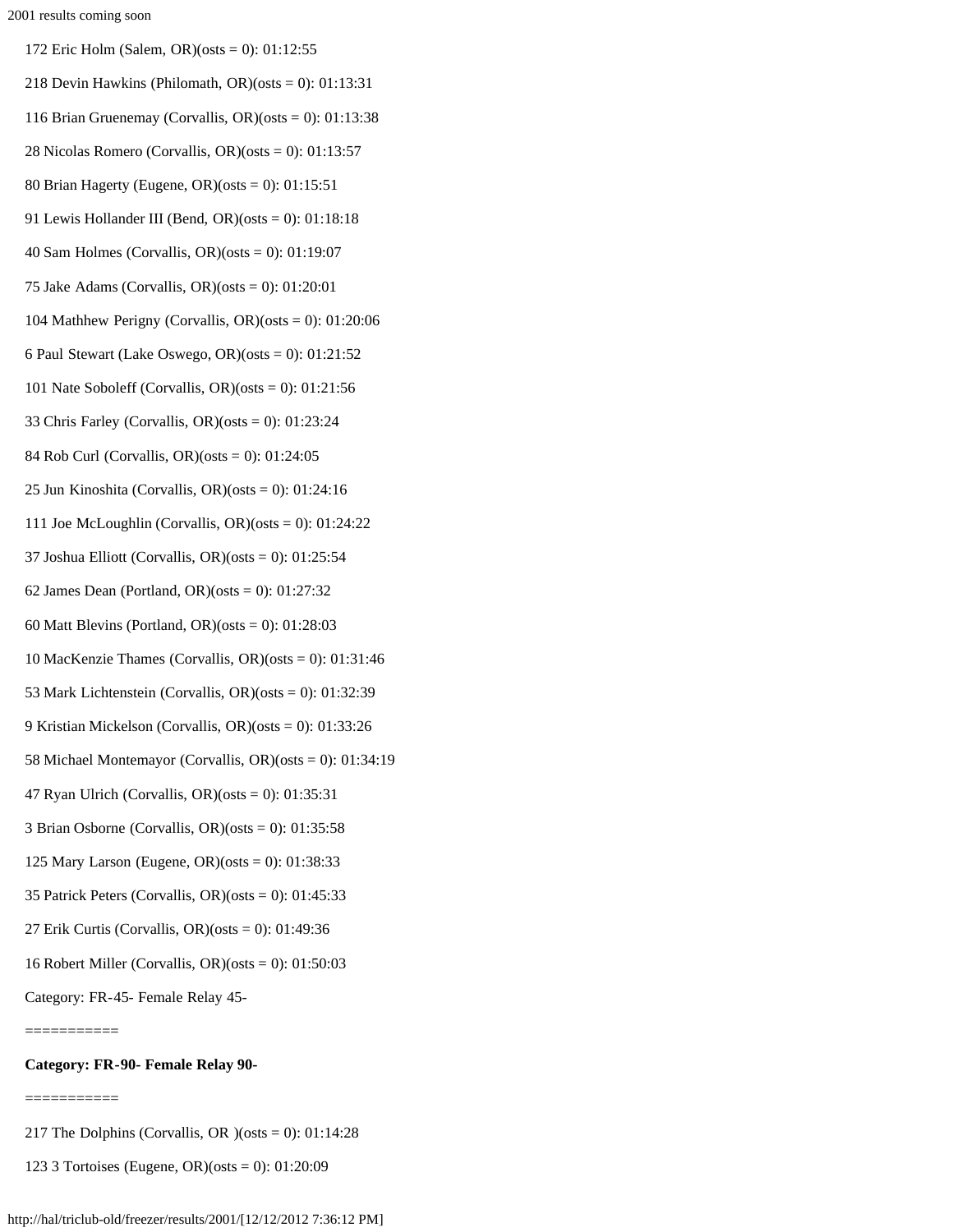172 Eric Holm (Salem, OR)(osts = 0): 01:12:55

218 Devin Hawkins (Philomath, OR)(osts = 0): 01:13:31

116 Brian Gruenemay (Corvallis, OR)(osts = 0): 01:13:38

28 Nicolas Romero (Corvallis, OR)(osts = 0): 01:13:57

80 Brian Hagerty (Eugene, OR)(osts = 0): 01:15:51

91 Lewis Hollander III (Bend, OR)(osts = 0): 01:18:18

40 Sam Holmes (Corvallis, OR)(osts = 0): 01:19:07

75 Jake Adams (Corvallis, OR)(osts = 0): 01:20:01

104 Mathhew Perigny (Corvallis, OR)(osts = 0): 01:20:06

6 Paul Stewart (Lake Oswego, OR)(osts = 0): 01:21:52

101 Nate Soboleff (Corvallis, OR)(osts = 0): 01:21:56

33 Chris Farley (Corvallis, OR)(osts = 0): 01:23:24

84 Rob Curl (Corvallis, OR)(osts = 0): 01:24:05

25 Jun Kinoshita (Corvallis, OR)(osts = 0): 01:24:16

111 Joe McLoughlin (Corvallis, OR)(osts = 0): 01:24:22

37 Joshua Elliott (Corvallis, OR)(osts = 0): 01:25:54

62 James Dean (Portland, OR)(osts = 0): 01:27:32

60 Matt Blevins (Portland, OR)(osts = 0): 01:28:03

10 MacKenzie Thames (Corvallis, OR)(osts = 0): 01:31:46

53 Mark Lichtenstein (Corvallis, OR)(osts = 0): 01:32:39

9 Kristian Mickelson (Corvallis, OR)(osts = 0): 01:33:26

58 Michael Montemayor (Corvallis, OR)(osts = 0): 01:34:19

47 Ryan Ulrich (Corvallis, OR)(osts = 0): 01:35:31

3 Brian Osborne (Corvallis, OR)(osts = 0): 01:35:58

125 Mary Larson (Eugene, OR)(osts = 0): 01:38:33

35 Patrick Peters (Corvallis, OR)(osts = 0): 01:45:33

27 Erik Curtis (Corvallis, OR)(osts = 0): 01:49:36

16 Robert Miller (Corvallis, OR)(osts = 0): 01:50:03

Category: FR-45- Female Relay 45-

===========

**Category: FR-90- Female Relay 90-**

===========

217 The Dolphins (Corvallis, OR )(osts = 0): 01:14:28

123 3 Tortoises (Eugene, OR)(osts = 0): 01:20:09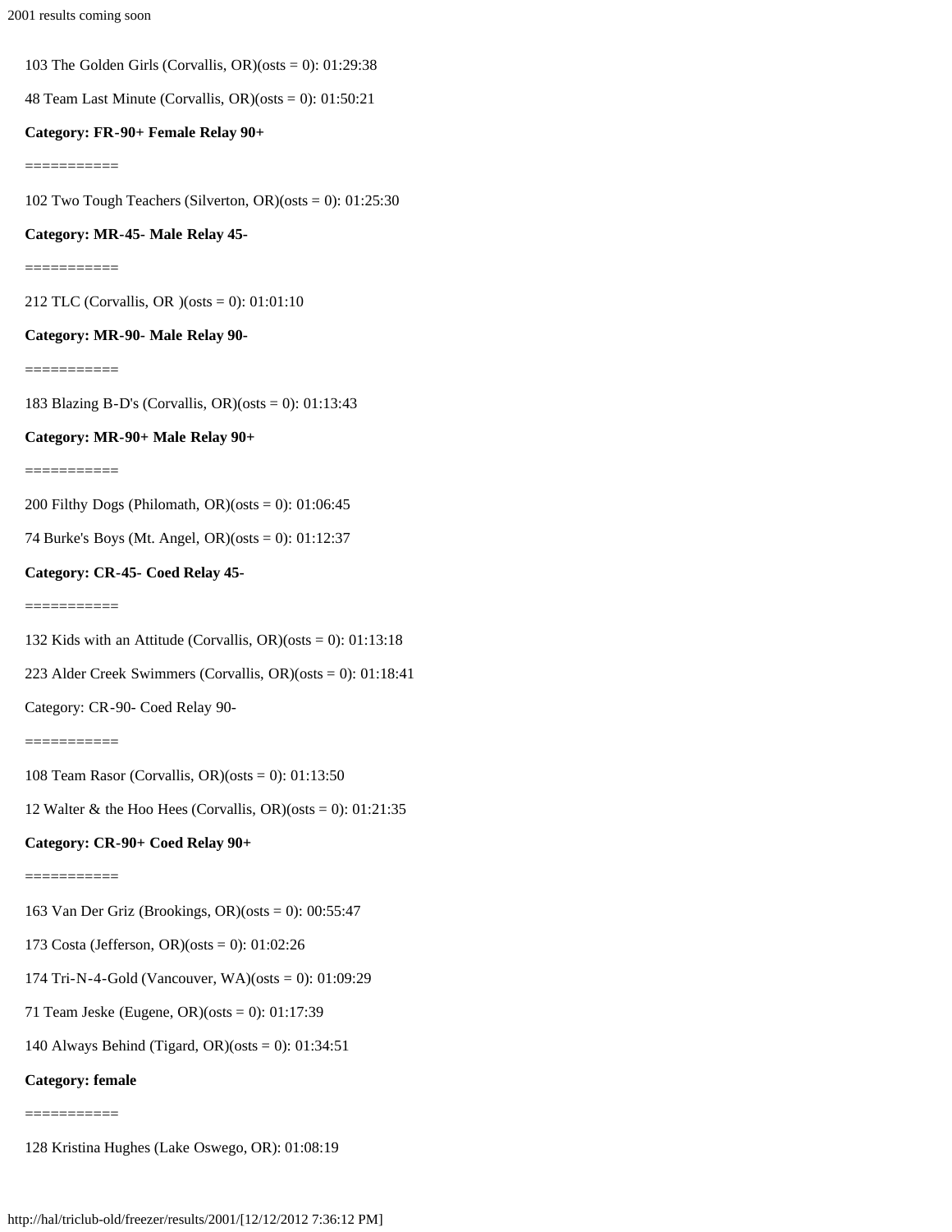103 The Golden Girls (Corvallis, OR)(osts = 0): 01:29:38

48 Team Last Minute (Corvallis, OR)(osts = 0): 01:50:21

**Category: FR-90+ Female Relay 90+**

===========

102 Two Tough Teachers (Silverton, OR)(osts = 0): 01:25:30

**Category: MR-45- Male Relay 45-**

===========

212 TLC (Corvallis, OR )(osts = 0): 01:01:10

**Category: MR-90- Male Relay 90-**

===========

183 Blazing B-D's (Corvallis, OR)(osts = 0): 01:13:43

**Category: MR-90+ Male Relay 90+**

===========

200 Filthy Dogs (Philomath, OR)(osts = 0): 01:06:45

74 Burke's Boys (Mt. Angel, OR)(osts = 0): 01:12:37

**Category: CR-45- Coed Relay 45-**

===========

132 Kids with an Attitude (Corvallis, OR)(osts = 0): 01:13:18

223 Alder Creek Swimmers (Corvallis, OR)(osts = 0): 01:18:41

Category: CR-90- Coed Relay 90-

===========

108 Team Rasor (Corvallis, OR)(osts = 0): 01:13:50

12 Walter & the Hoo Hees (Corvallis, OR)(osts = 0): 01:21:35

**Category: CR-90+ Coed Relay 90+**

===========

163 Van Der Griz (Brookings, OR)(osts = 0): 00:55:47

173 Costa (Jefferson, OR)(osts = 0): 01:02:26

174 Tri-N-4-Gold (Vancouver, WA)(osts = 0): 01:09:29

71 Team Jeske (Eugene, OR)(osts = 0): 01:17:39

140 Always Behind (Tigard, OR)(osts = 0): 01:34:51

**Category: female**

===========

128 Kristina Hughes (Lake Oswego, OR): 01:08:19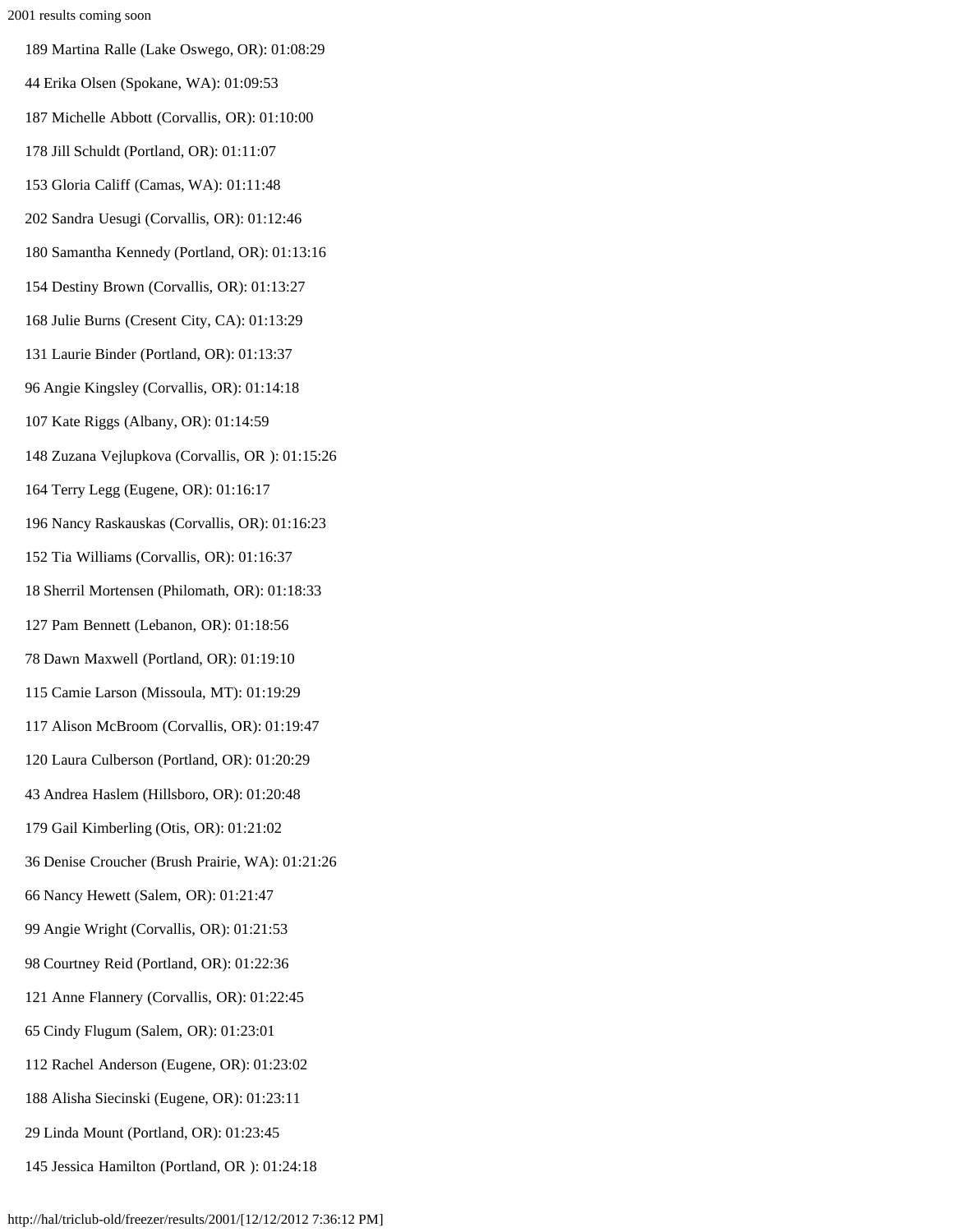189 Martina Ralle (Lake Oswego, OR): 01:08:29

44 Erika Olsen (Spokane, WA): 01:09:53

187 Michelle Abbott (Corvallis, OR): 01:10:00

178 Jill Schuldt (Portland, OR): 01:11:07

153 Gloria Califf (Camas, WA): 01:11:48

202 Sandra Uesugi (Corvallis, OR): 01:12:46

180 Samantha Kennedy (Portland, OR): 01:13:16

154 Destiny Brown (Corvallis, OR): 01:13:27

168 Julie Burns (Cresent City, CA): 01:13:29

131 Laurie Binder (Portland, OR): 01:13:37

96 Angie Kingsley (Corvallis, OR): 01:14:18

107 Kate Riggs (Albany, OR): 01:14:59

148 Zuzana Vejlupkova (Corvallis, OR ): 01:15:26

164 Terry Legg (Eugene, OR): 01:16:17

196 Nancy Raskauskas (Corvallis, OR): 01:16:23

152 Tia Williams (Corvallis, OR): 01:16:37

18 Sherril Mortensen (Philomath, OR): 01:18:33

127 Pam Bennett (Lebanon, OR): 01:18:56

78 Dawn Maxwell (Portland, OR): 01:19:10

115 Camie Larson (Missoula, MT): 01:19:29

117 Alison McBroom (Corvallis, OR): 01:19:47

120 Laura Culberson (Portland, OR): 01:20:29

43 Andrea Haslem (Hillsboro, OR): 01:20:48

179 Gail Kimberling (Otis, OR): 01:21:02

36 Denise Croucher (Brush Prairie, WA): 01:21:26

66 Nancy Hewett (Salem, OR): 01:21:47

99 Angie Wright (Corvallis, OR): 01:21:53

98 Courtney Reid (Portland, OR): 01:22:36

121 Anne Flannery (Corvallis, OR): 01:22:45

65 Cindy Flugum (Salem, OR): 01:23:01

112 Rachel Anderson (Eugene, OR): 01:23:02

188 Alisha Siecinski (Eugene, OR): 01:23:11

29 Linda Mount (Portland, OR): 01:23:45

145 Jessica Hamilton (Portland, OR ): 01:24:18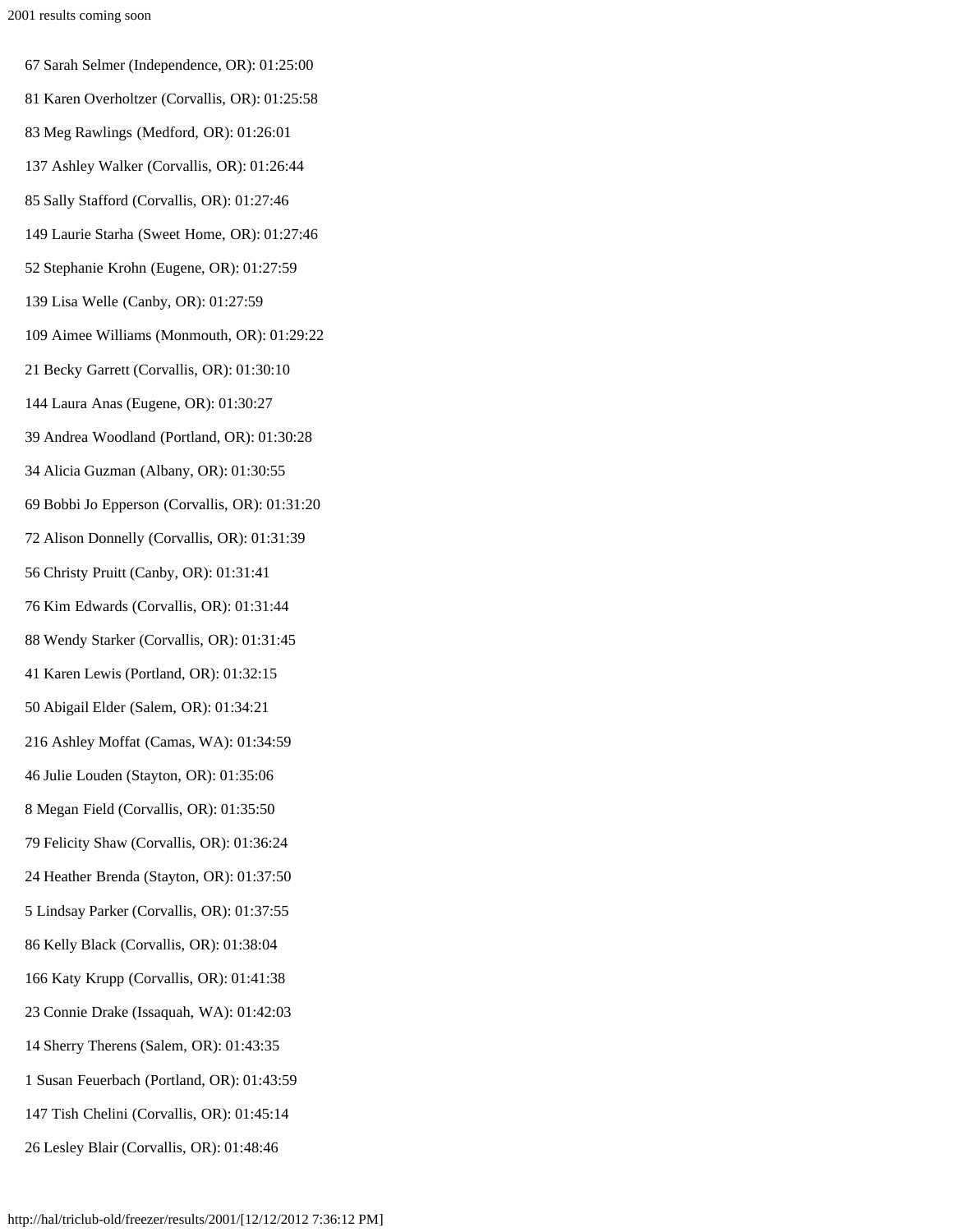67 Sarah Selmer (Independence, OR): 01:25:00

81 Karen Overholtzer (Corvallis, OR): 01:25:58

83 Meg Rawlings (Medford, OR): 01:26:01

137 Ashley Walker (Corvallis, OR): 01:26:44

85 Sally Stafford (Corvallis, OR): 01:27:46

149 Laurie Starha (Sweet Home, OR): 01:27:46

52 Stephanie Krohn (Eugene, OR): 01:27:59

139 Lisa Welle (Canby, OR): 01:27:59

109 Aimee Williams (Monmouth, OR): 01:29:22

21 Becky Garrett (Corvallis, OR): 01:30:10

144 Laura Anas (Eugene, OR): 01:30:27

39 Andrea Woodland (Portland, OR): 01:30:28

34 Alicia Guzman (Albany, OR): 01:30:55

69 Bobbi Jo Epperson (Corvallis, OR): 01:31:20

72 Alison Donnelly (Corvallis, OR): 01:31:39

56 Christy Pruitt (Canby, OR): 01:31:41

76 Kim Edwards (Corvallis, OR): 01:31:44

88 Wendy Starker (Corvallis, OR): 01:31:45

41 Karen Lewis (Portland, OR): 01:32:15

50 Abigail Elder (Salem, OR): 01:34:21

216 Ashley Moffat (Camas, WA): 01:34:59

46 Julie Louden (Stayton, OR): 01:35:06

8 Megan Field (Corvallis, OR): 01:35:50

79 Felicity Shaw (Corvallis, OR): 01:36:24

24 Heather Brenda (Stayton, OR): 01:37:50

5 Lindsay Parker (Corvallis, OR): 01:37:55

86 Kelly Black (Corvallis, OR): 01:38:04

166 Katy Krupp (Corvallis, OR): 01:41:38

23 Connie Drake (Issaquah, WA): 01:42:03

14 Sherry Therens (Salem, OR): 01:43:35

1 Susan Feuerbach (Portland, OR): 01:43:59

147 Tish Chelini (Corvallis, OR): 01:45:14

26 Lesley Blair (Corvallis, OR): 01:48:46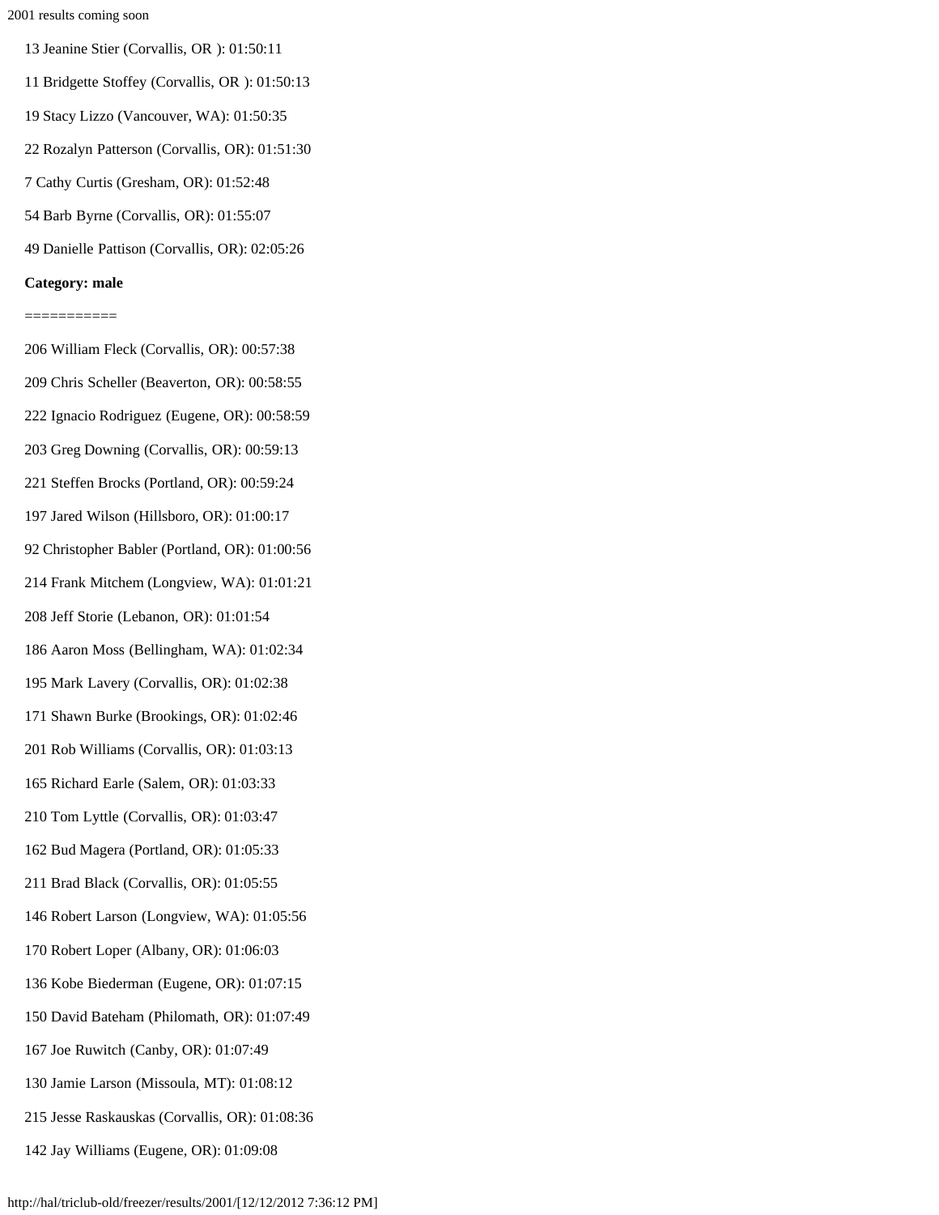13 Jeanine Stier (Corvallis, OR ): 01:50:11

11 Bridgette Stoffey (Corvallis, OR ): 01:50:13

19 Stacy Lizzo (Vancouver, WA): 01:50:35

22 Rozalyn Patterson (Corvallis, OR): 01:51:30

7 Cathy Curtis (Gresham, OR): 01:52:48

54 Barb Byrne (Corvallis, OR): 01:55:07

49 Danielle Pattison (Corvallis, OR): 02:05:26

**Category: male**

===========

206 William Fleck (Corvallis, OR): 00:57:38

209 Chris Scheller (Beaverton, OR): 00:58:55

222 Ignacio Rodriguez (Eugene, OR): 00:58:59

203 Greg Downing (Corvallis, OR): 00:59:13

221 Steffen Brocks (Portland, OR): 00:59:24

197 Jared Wilson (Hillsboro, OR): 01:00:17

92 Christopher Babler (Portland, OR): 01:00:56

214 Frank Mitchem (Longview, WA): 01:01:21

208 Jeff Storie (Lebanon, OR): 01:01:54

186 Aaron Moss (Bellingham, WA): 01:02:34

195 Mark Lavery (Corvallis, OR): 01:02:38

171 Shawn Burke (Brookings, OR): 01:02:46

201 Rob Williams (Corvallis, OR): 01:03:13

165 Richard Earle (Salem, OR): 01:03:33

210 Tom Lyttle (Corvallis, OR): 01:03:47

162 Bud Magera (Portland, OR): 01:05:33

211 Brad Black (Corvallis, OR): 01:05:55

146 Robert Larson (Longview, WA): 01:05:56

170 Robert Loper (Albany, OR): 01:06:03

136 Kobe Biederman (Eugene, OR): 01:07:15

150 David Bateham (Philomath, OR): 01:07:49

167 Joe Ruwitch (Canby, OR): 01:07:49

130 Jamie Larson (Missoula, MT): 01:08:12

215 Jesse Raskauskas (Corvallis, OR): 01:08:36

142 Jay Williams (Eugene, OR): 01:09:08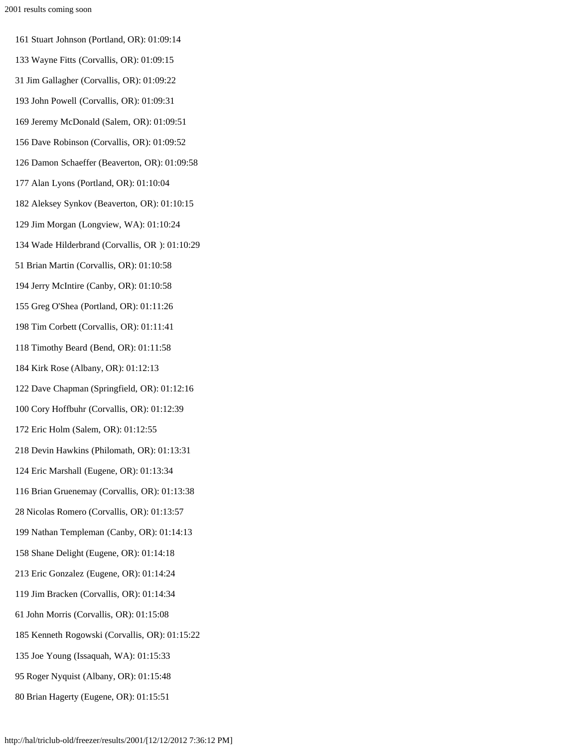161 Stuart Johnson (Portland, OR): 01:09:14

133 Wayne Fitts (Corvallis, OR): 01:09:15

31 Jim Gallagher (Corvallis, OR): 01:09:22

193 John Powell (Corvallis, OR): 01:09:31

169 Jeremy McDonald (Salem, OR): 01:09:51

156 Dave Robinson (Corvallis, OR): 01:09:52

126 Damon Schaeffer (Beaverton, OR): 01:09:58

177 Alan Lyons (Portland, OR): 01:10:04

182 Aleksey Synkov (Beaverton, OR): 01:10:15

129 Jim Morgan (Longview, WA): 01:10:24

134 Wade Hilderbrand (Corvallis, OR ): 01:10:29

51 Brian Martin (Corvallis, OR): 01:10:58

194 Jerry McIntire (Canby, OR): 01:10:58

155 Greg O'Shea (Portland, OR): 01:11:26

198 Tim Corbett (Corvallis, OR): 01:11:41

118 Timothy Beard (Bend, OR): 01:11:58

184 Kirk Rose (Albany, OR): 01:12:13

122 Dave Chapman (Springfield, OR): 01:12:16

100 Cory Hoffbuhr (Corvallis, OR): 01:12:39

172 Eric Holm (Salem, OR): 01:12:55

218 Devin Hawkins (Philomath, OR): 01:13:31

124 Eric Marshall (Eugene, OR): 01:13:34

116 Brian Gruenemay (Corvallis, OR): 01:13:38

28 Nicolas Romero (Corvallis, OR): 01:13:57

199 Nathan Templeman (Canby, OR): 01:14:13

158 Shane Delight (Eugene, OR): 01:14:18

213 Eric Gonzalez (Eugene, OR): 01:14:24

119 Jim Bracken (Corvallis, OR): 01:14:34

61 John Morris (Corvallis, OR): 01:15:08

185 Kenneth Rogowski (Corvallis, OR): 01:15:22

135 Joe Young (Issaquah, WA): 01:15:33

95 Roger Nyquist (Albany, OR): 01:15:48

80 Brian Hagerty (Eugene, OR): 01:15:51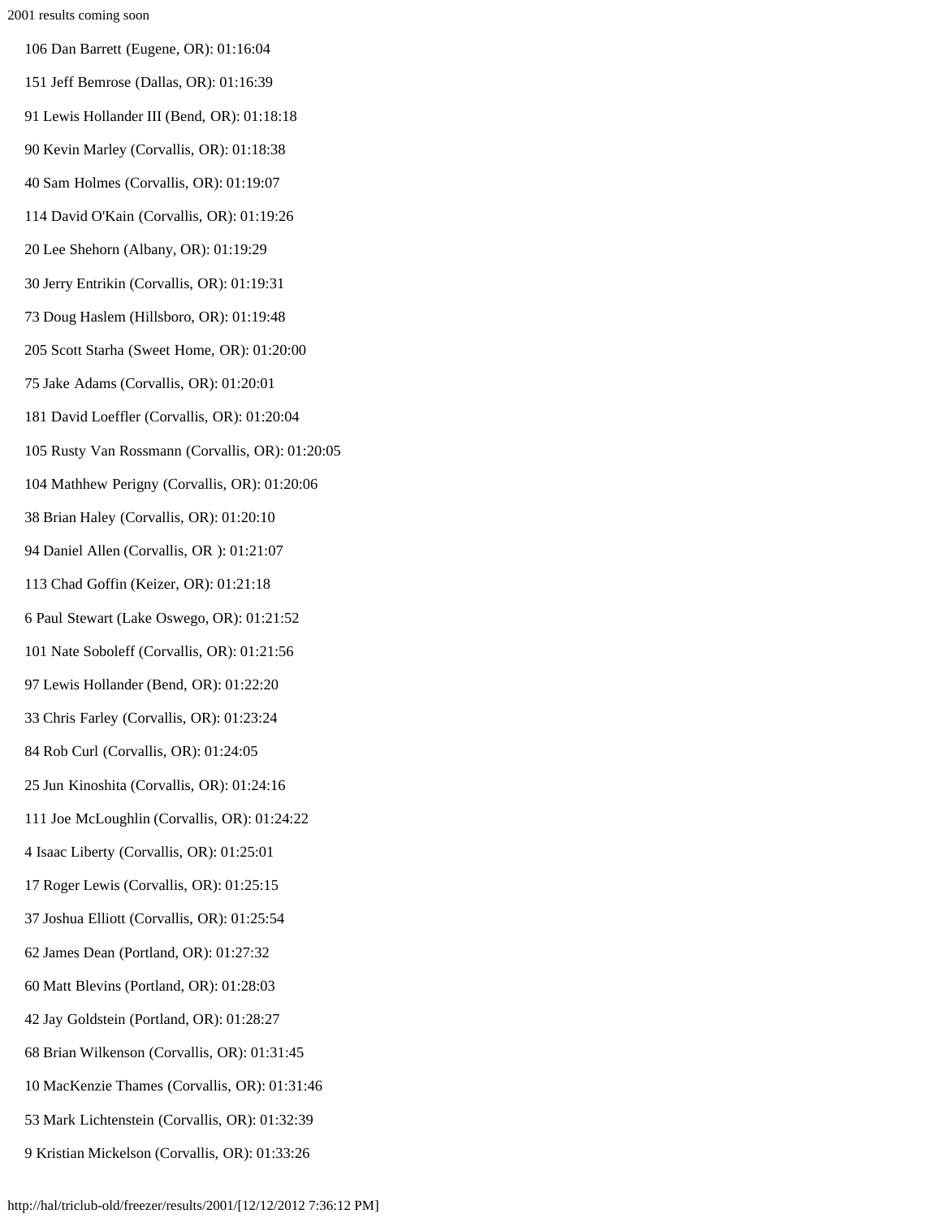106 Dan Barrett (Eugene, OR): 01:16:04

151 Jeff Bemrose (Dallas, OR): 01:16:39

91 Lewis Hollander III (Bend, OR): 01:18:18

90 Kevin Marley (Corvallis, OR): 01:18:38

40 Sam Holmes (Corvallis, OR): 01:19:07

114 David O'Kain (Corvallis, OR): 01:19:26

20 Lee Shehorn (Albany, OR): 01:19:29

30 Jerry Entrikin (Corvallis, OR): 01:19:31

73 Doug Haslem (Hillsboro, OR): 01:19:48

205 Scott Starha (Sweet Home, OR): 01:20:00

75 Jake Adams (Corvallis, OR): 01:20:01

181 David Loeffler (Corvallis, OR): 01:20:04

105 Rusty Van Rossmann (Corvallis, OR): 01:20:05

104 Mathhew Perigny (Corvallis, OR): 01:20:06

38 Brian Haley (Corvallis, OR): 01:20:10

94 Daniel Allen (Corvallis, OR ): 01:21:07

113 Chad Goffin (Keizer, OR): 01:21:18

6 Paul Stewart (Lake Oswego, OR): 01:21:52

101 Nate Soboleff (Corvallis, OR): 01:21:56

97 Lewis Hollander (Bend, OR): 01:22:20

33 Chris Farley (Corvallis, OR): 01:23:24

84 Rob Curl (Corvallis, OR): 01:24:05

25 Jun Kinoshita (Corvallis, OR): 01:24:16

111 Joe McLoughlin (Corvallis, OR): 01:24:22

4 Isaac Liberty (Corvallis, OR): 01:25:01

17 Roger Lewis (Corvallis, OR): 01:25:15

37 Joshua Elliott (Corvallis, OR): 01:25:54

62 James Dean (Portland, OR): 01:27:32

60 Matt Blevins (Portland, OR): 01:28:03

42 Jay Goldstein (Portland, OR): 01:28:27

68 Brian Wilkenson (Corvallis, OR): 01:31:45

10 MacKenzie Thames (Corvallis, OR): 01:31:46

53 Mark Lichtenstein (Corvallis, OR): 01:32:39

9 Kristian Mickelson (Corvallis, OR): 01:33:26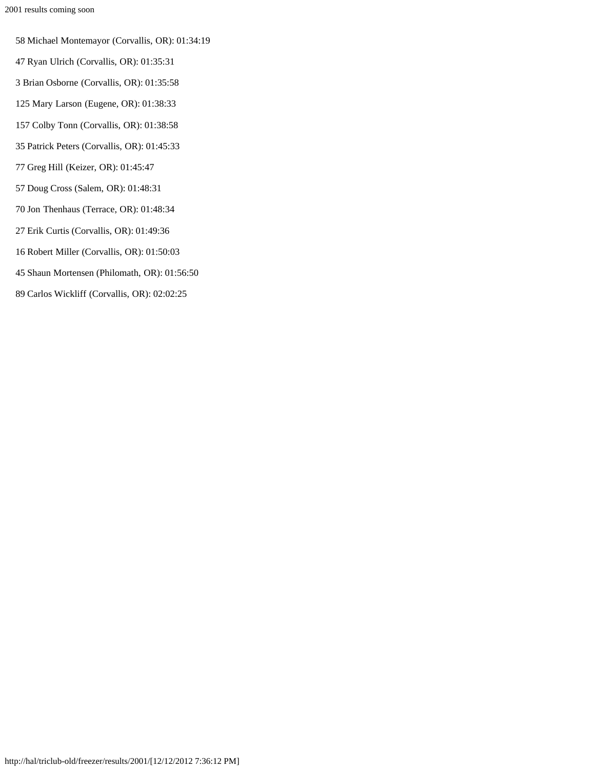58 Michael Montemayor (Corvallis, OR): 01:34:19

47 Ryan Ulrich (Corvallis, OR): 01:35:31

3 Brian Osborne (Corvallis, OR): 01:35:58

125 Mary Larson (Eugene, OR): 01:38:33

157 Colby Tonn (Corvallis, OR): 01:38:58

35 Patrick Peters (Corvallis, OR): 01:45:33

77 Greg Hill (Keizer, OR): 01:45:47

57 Doug Cross (Salem, OR): 01:48:31

70 Jon Thenhaus (Terrace, OR): 01:48:34

27 Erik Curtis (Corvallis, OR): 01:49:36

16 Robert Miller (Corvallis, OR): 01:50:03

45 Shaun Mortensen (Philomath, OR): 01:56:50

89 Carlos Wickliff (Corvallis, OR): 02:02:25